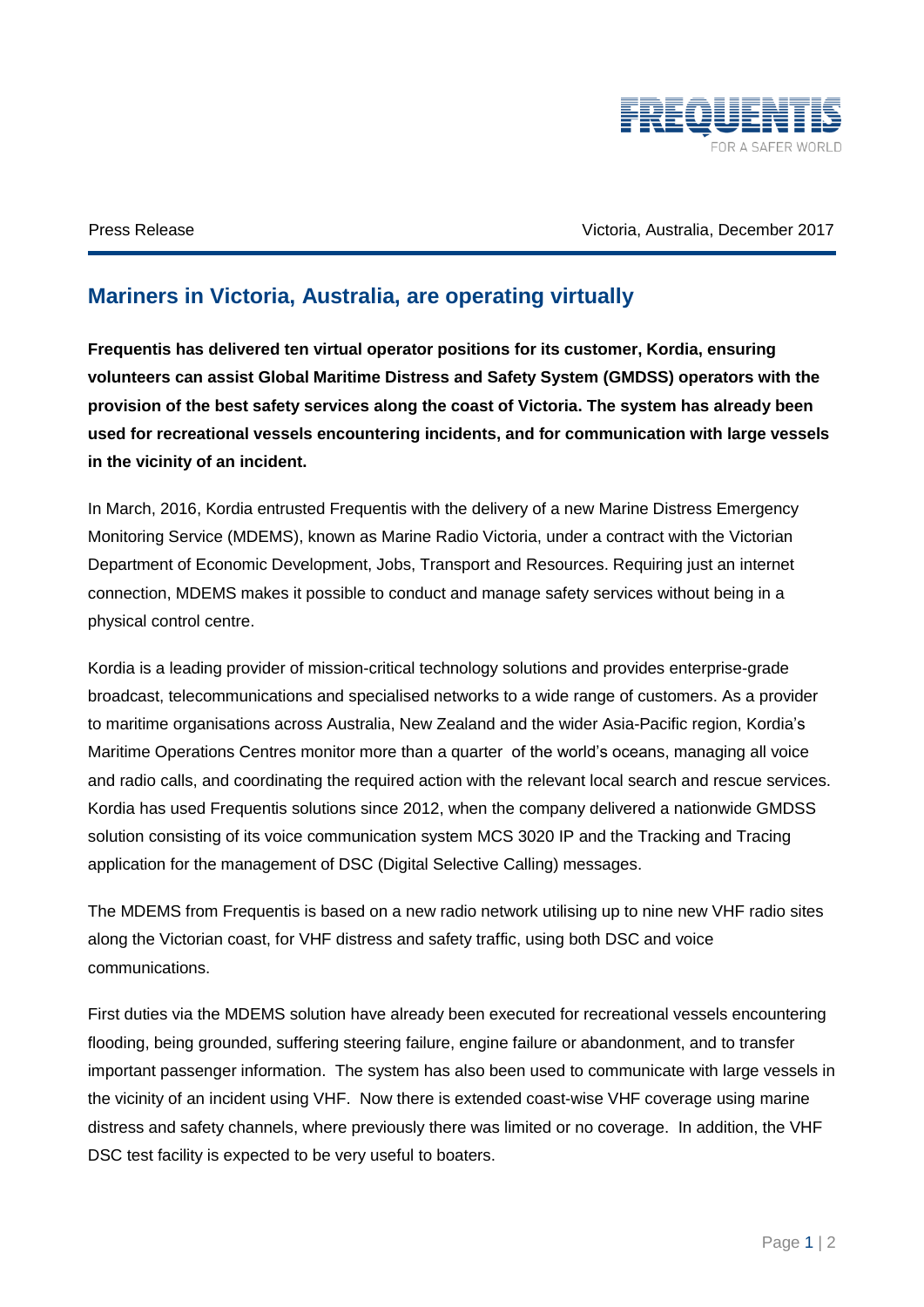Press Release

Victoria, Australia, December 2017

## Mariners in Victoria, Australia, are operating virtually

**Frequentis has delivered ten virtual operator positions for its customer, Kordia, ensuring volunteers can assist Global Maritime Distress and Safety System (GMDSS) operators with the provision of the best safety services along the coast of Victoria. The system has already been used for recreational vessels encountering incidents, and for communication with large vessels in the vicinity of an incident.**

In March, 2016, Kordia entrusted Frequentis with the delivery of a new Marine Distress Emergency Monitoring Service (MDEMS), known as Marine Radio Victoria, under a contract with the Victorian Department of Economic Development, Jobs, Transport and Resources. Requiring just an internet connection, MDEMS makes it possible to conduct and manage safety services without being in a physical control centre.

Kordia is a leading provider of mission-critical technology solutions and provides enterprise-grade broadcast, telecommunications and specialised networks to a wide range of customers. As a provider to maritime organisations across Australia, New Zealand and the wider Asia-Pacific region, Kordia's Maritime Operations Centres monitor more than a quarter of the world's oceans, managing all voice and radio calls, and coordinating the required action with the relevant local search and rescue services. Kordia has used Frequentis solutions since 2012, when the company delivered a nationwide GMDSS solution consisting of its voice communication system MCS 3020 IP and the Tracking and Tracing application for the management of DSC (Digital Selective Calling) messages.

The MDEMS from Frequentis is based on a new radio network utilising up to nine new VHF radio sites along the Victorian coast, for VHF distress and safety traffic, using both DSC and voice communications.

First duties via the MDEMS solution have already been executed for recreational vessels encountering flooding, being grounded, suffering steering failure, engine failure or abandonment, and to transfer important passenger information. The system has also been used to communicate with large vessels in the vicinity of an incident using VHF. Now there is extended coast-wise VHF coverage using marine distress and safety channels, where previously there was limited or no coverage. In addition, the VHF DSC test facility is expected to be very useful to boaters.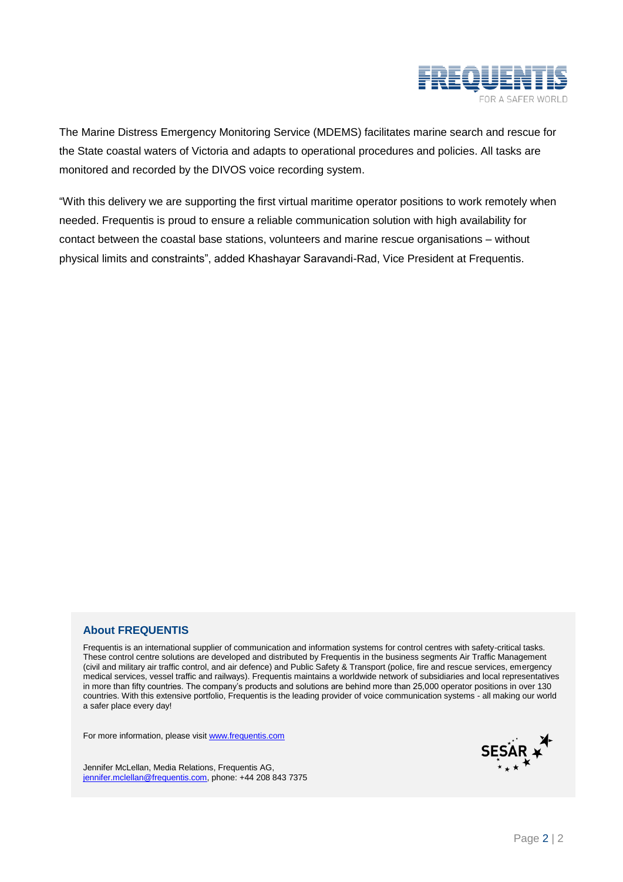The Marine Distress Emergency Monitoring Service (MDEMS) facilitates marine search and rescue for the State coastal waters of Victoria and adapts to operational procedures and policies. All tasks are monitored and recorded by the DIVOS voice recording system.

"With this delivery we are supporting the first virtual maritime operator positions to work remotely when needed. Frequentis is proud to ensure a reliable communication solution with high availability for contact between the coastal base stations, volunteers and marine rescue organisations – without physical limits and constraints", added Khashayar Saravandi-Rad, Vice President at Frequentis.

## About FREQUENTIS

Frequentis is an international supplier of communication and information systems for control centres with safety-critical tasks. These control centre solutions are developed and distributed by Frequentis in the business segments Air Traffic Management (civil and military air traffic control, and air defence) and Public Safety & Transport (police, fire and rescue services, emergency medical services, vessel traffic and railways). Frequentis maintains a worldwide network of subsidiaries and local representatives in more than fifty countries. The company's products and solutions are behind more than 25,000 operator positions in over 130 countries. With this extensive portfolio, Frequentis is the leading provider of voice communication systems - all making our world a safer place every day!

For more information, please visit [www.frequentis.com](http://www.frequentis.com)

Jennifer McLellan, Media Relations, Frequentis AG,
[jennifer.mclellan@frequentis.com](mailto:jennifer.mclellan@frequentis.com), phone: +44 208 843 7375